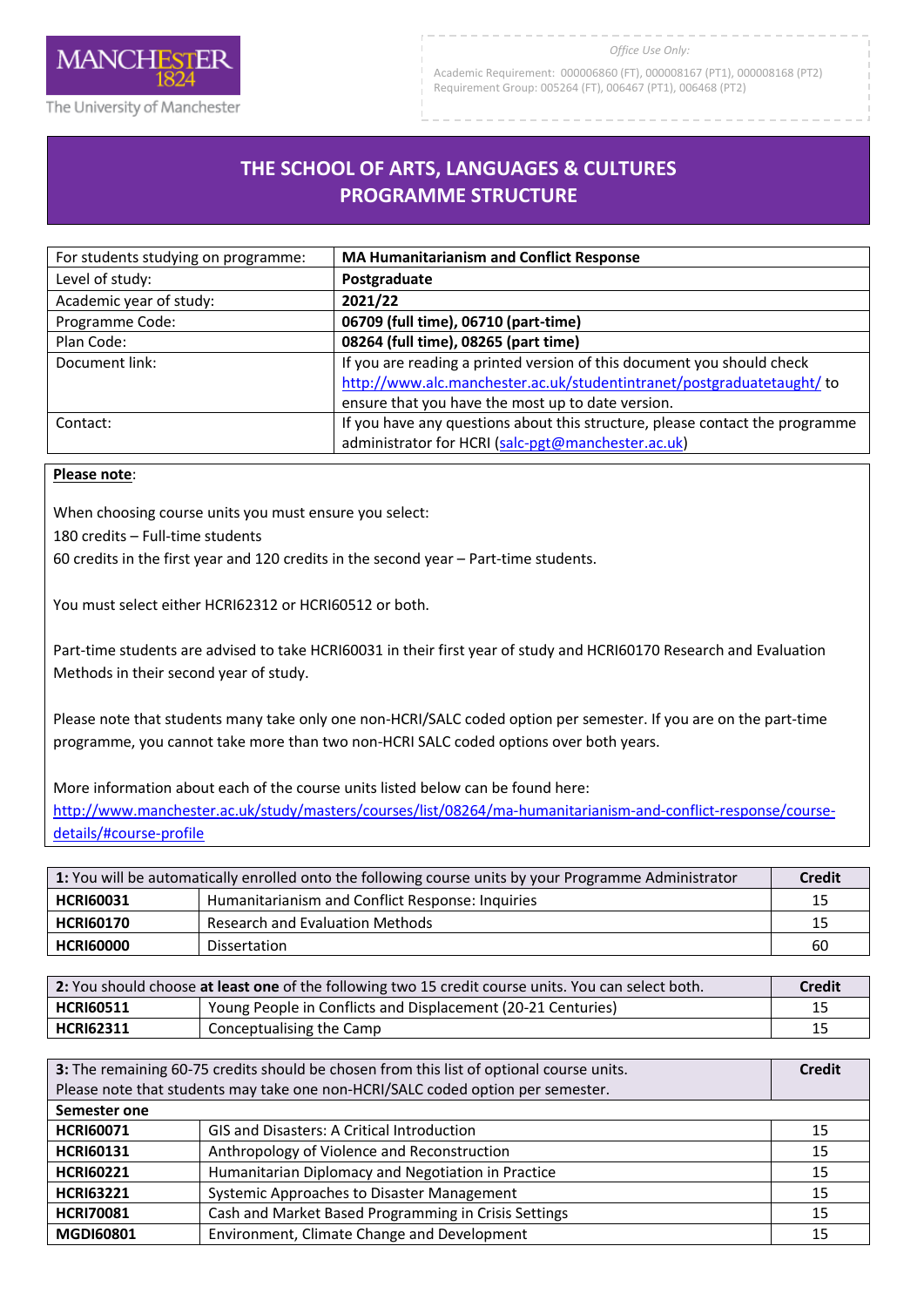MANCHESTER 1824
The University of Manchester

*Office Use Only:*

Academic Requirement: 000006860 (FT), 000008167 (PT1), 000008168 (PT2)
Requirement Group: 005264 (FT), 006467 (PT1), 006468 (PT2)

# THE SCHOOL OF ARTS, LANGUAGES & CULTURES PROGRAMME STRUCTURE

| For students studying on programme: | **MA Humanitarianism and Conflict Response** |
|---|---|
| Level of study: | **Postgraduate** |
| Academic year of study: | **2021/22** |
| Programme Code: | **06709 (full time), 06710 (part-time)** |
| Plan Code: | **08264 (full time), 08265 (part time)** |
| Document link: | If you are reading a printed version of this document you should check http://www.alc.manchester.ac.uk/studentintranet/postgraduatetaught/ to ensure that you have the most up to date version. |
| Contact: | If you have any questions about this structure, please contact the programme administrator for HCRI (salc-pgt@manchester.ac.uk) |

**Please note**:

When choosing course units you must ensure you select:
180 credits – Full-time students
60 credits in the first year and 120 credits in the second year – Part-time students.

You must select either HCRI62312 or HCRI60512 or both.

Part-time students are advised to take HCRI60031 in their first year of study and HCRI60170 Research and Evaluation Methods in their second year of study.

Please note that students many take only one non-HCRI/SALC coded option per semester. If you are on the part-time programme, you cannot take more than two non-HCRI SALC coded options over both years.

More information about each of the course units listed below can be found here:
http://www.manchester.ac.uk/study/masters/courses/list/08264/ma-humanitarianism-and-conflict-response/course-details/#course-profile

| **1:** You will be automatically enrolled onto the following course units by your Programme Administrator | | **Credit** |
|---|---|---|
| **HCRI60031** | Humanitarianism and Conflict Response: Inquiries | 15 |
| **HCRI60170** | Research and Evaluation Methods | 15 |
| **HCRI60000** | Dissertation | 60 |

| **2:** You should choose **at least one** of the following two 15 credit course units. You can select both. | | **Credit** |
|---|---|---|
| **HCRI60511** | Young People in Conflicts and Displacement (20-21 Centuries) | 15 |
| **HCRI62311** | Conceptualising the Camp | 15 |

| **3:** The remaining 60-75 credits should be chosen from this list of optional course units. Please note that students may take one non-HCRI/SALC coded option per semester. | | **Credit** |
|---|---|---|
| **Semester one** | | |
| **HCRI60071** | GIS and Disasters: A Critical Introduction | 15 |
| **HCRI60131** | Anthropology of Violence and Reconstruction | 15 |
| **HCRI60221** | Humanitarian Diplomacy and Negotiation in Practice | 15 |
| **HCRI63221** | Systemic Approaches to Disaster Management | 15 |
| **HCRI70081** | Cash and Market Based Programming in Crisis Settings | 15 |
| **MGDI60801** | Environment, Climate Change and Development | 15 |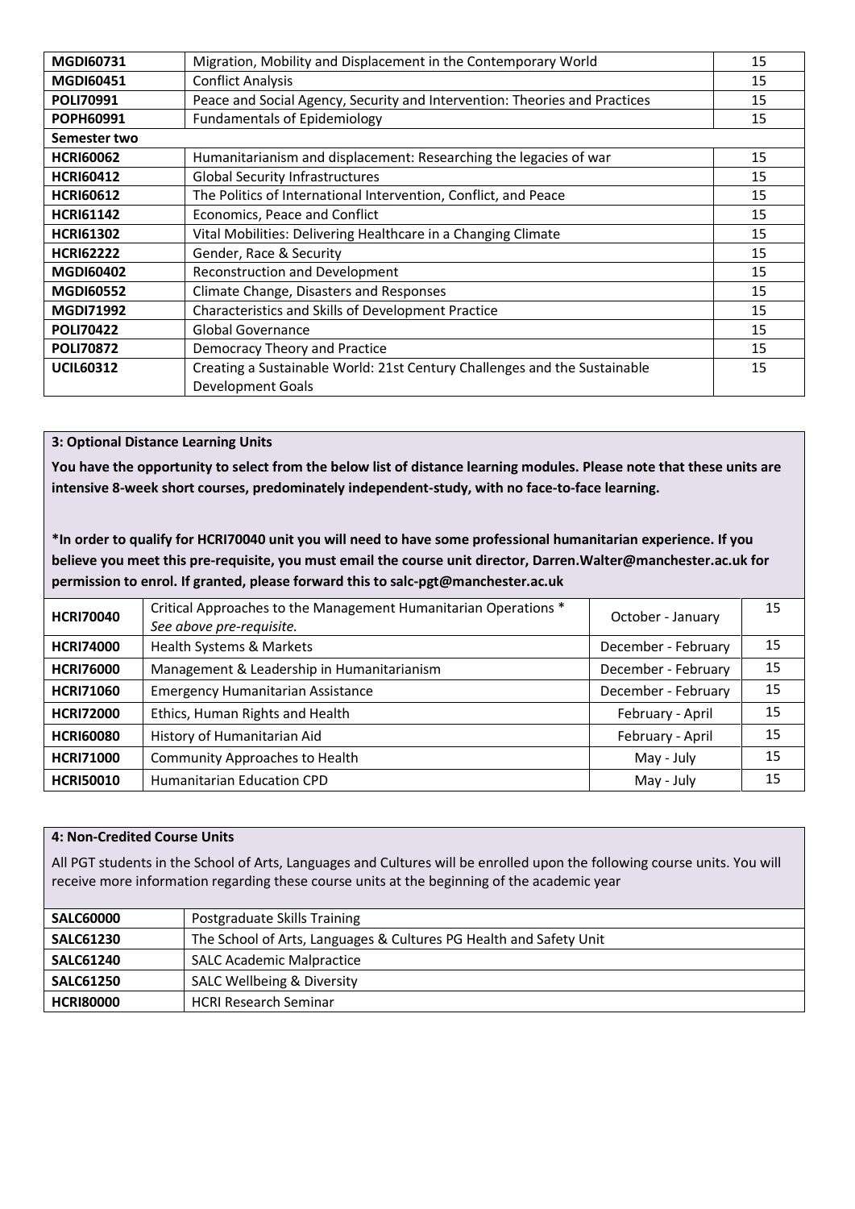| | | |
|---|---|---|
| **MGDI60731** | Migration, Mobility and Displacement in the Contemporary World | 15 |
| **MGDI60451** | Conflict Analysis | 15 |
| **POLI70991** | Peace and Social Agency, Security and Intervention: Theories and Practices | 15 |
| **POPH60991** | Fundamentals of Epidemiology | 15 |
| **Semester two** | | |
| **HCRI60062** | Humanitarianism and displacement: Researching the legacies of war | 15 |
| **HCRI60412** | Global Security Infrastructures | 15 |
| **HCRI60612** | The Politics of International Intervention, Conflict, and Peace | 15 |
| **HCRI61142** | Economics, Peace and Conflict | 15 |
| **HCRI61302** | Vital Mobilities: Delivering Healthcare in a Changing Climate | 15 |
| **HCRI62222** | Gender, Race & Security | 15 |
| **MGDI60402** | Reconstruction and Development | 15 |
| **MGDI60552** | Climate Change, Disasters and Responses | 15 |
| **MGDI71992** | Characteristics and Skills of Development Practice | 15 |
| **POLI70422** | Global Governance | 15 |
| **POLI70872** | Democracy Theory and Practice | 15 |
| **UCIL60312** | Creating a Sustainable World: 21st Century Challenges and the Sustainable Development Goals | 15 |

**3: Optional Distance Learning Units**

**You have the opportunity to select from the below list of distance learning modules. Please note that these units are intensive 8-week short courses, predominately independent-study, with no face-to-face learning.**

**\*In order to qualify for HCRI70040 unit you will need to have some professional humanitarian experience. If you believe you meet this pre-requisite, you must email the course unit director, Darren.Walter@manchester.ac.uk for permission to enrol. If granted, please forward this to salc-pgt@manchester.ac.uk**

| | | | |
|---|---|---|---|
| **HCRI70040** | Critical Approaches to the Management Humanitarian Operations * *See above pre-requisite.* | October - January | 15 |
| **HCRI74000** | Health Systems & Markets | December - February | 15 |
| **HCRI76000** | Management & Leadership in Humanitarianism | December - February | 15 |
| **HCRI71060** | Emergency Humanitarian Assistance | December - February | 15 |
| **HCRI72000** | Ethics, Human Rights and Health | February - April | 15 |
| **HCRI60080** | History of Humanitarian Aid | February - April | 15 |
| **HCRI71000** | Community Approaches to Health | May - July | 15 |
| **HCRI50010** | Humanitarian Education CPD | May - July | 15 |

**4: Non-Credited Course Units**

All PGT students in the School of Arts, Languages and Cultures will be enrolled upon the following course units. You will receive more information regarding these course units at the beginning of the academic year

| | |
|---|---|
| **SALC60000** | Postgraduate Skills Training |
| **SALC61230** | The School of Arts, Languages & Cultures PG Health and Safety Unit |
| **SALC61240** | SALC Academic Malpractice |
| **SALC61250** | SALC Wellbeing & Diversity |
| **HCRI80000** | HCRI Research Seminar |